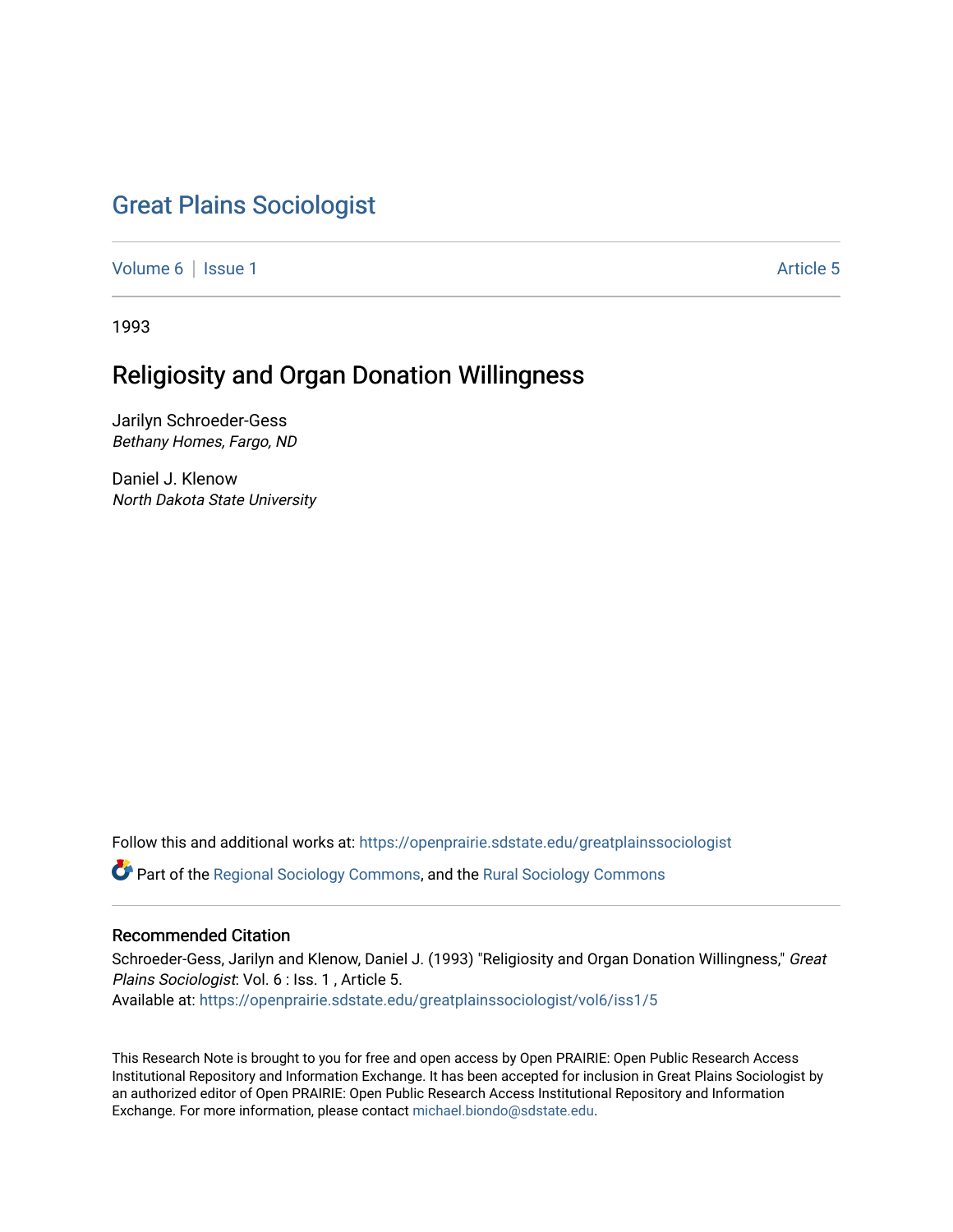# Great Plains Sociologist

Volume 6 | Issue 1 Article 5

1993

## Religiosity and Organ Donation Willingness

Jarilyn Schroeder-Gess
*Bethany Homes, Fargo, ND*

Daniel J. Klenow
*North Dakota State University*

Follow this and additional works at: https://openprairie.sdstate.edu/greatplainssociologist

Part of the Regional Sociology Commons, and the Rural Sociology Commons

### Recommended Citation

Schroeder-Gess, Jarilyn and Klenow, Daniel J. (1993) "Religiosity and Organ Donation Willingness," *Great Plains Sociologist*: Vol. 6 : Iss. 1 , Article 5.
Available at: https://openprairie.sdstate.edu/greatplainssociologist/vol6/iss1/5

This Research Note is brought to you for free and open access by Open PRAIRIE: Open Public Research Access Institutional Repository and Information Exchange. It has been accepted for inclusion in Great Plains Sociologist by an authorized editor of Open PRAIRIE: Open Public Research Access Institutional Repository and Information Exchange. For more information, please contact michael.biondo@sdstate.edu.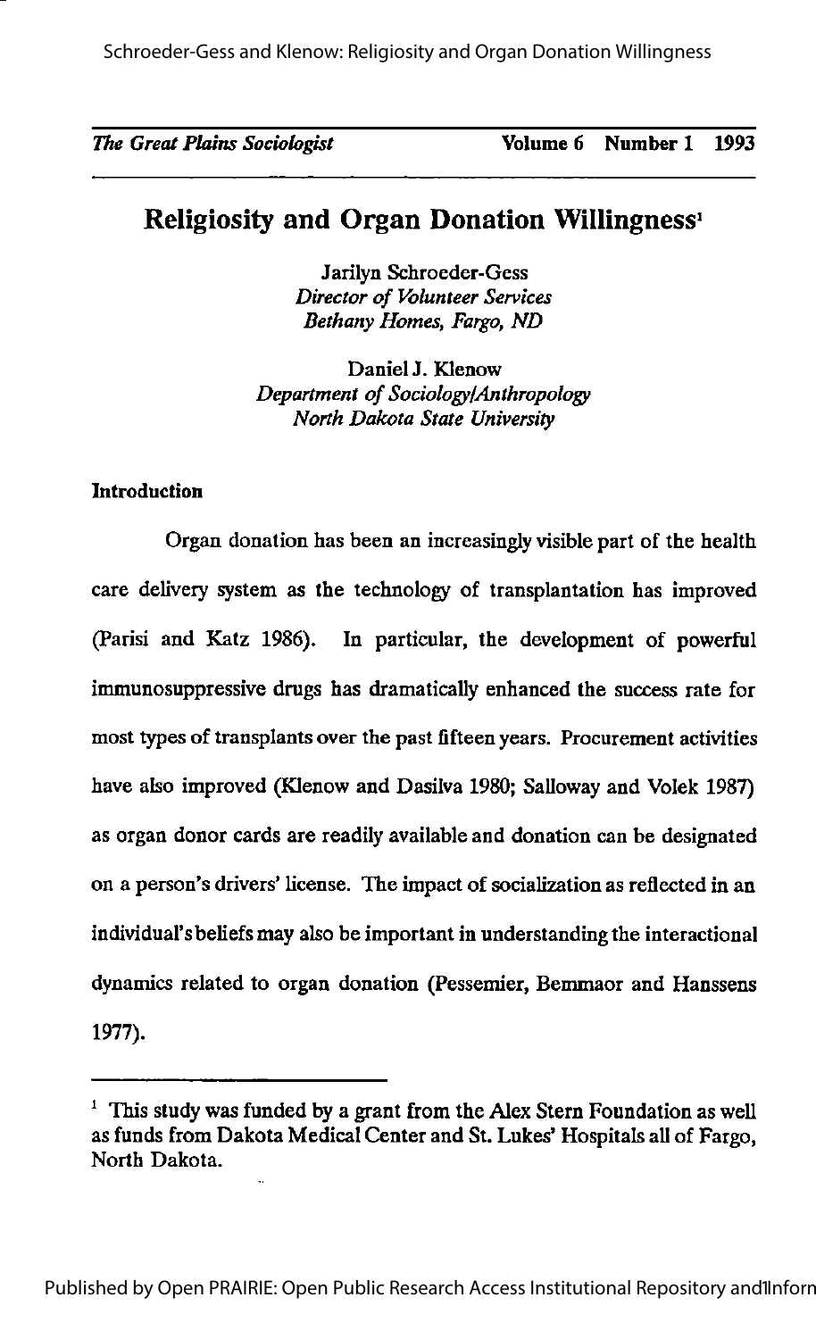# Religiosity and Organ Donation Willingness[1]

Jarilyn Schroeder-Gess
*Director of Volunteer Services*
*Bethany Homes, Fargo, ND*

Daniel J. Klenow
*Department of Sociology/Anthropology*
*North Dakota State University*

**Introduction**

Organ donation has been an increasingly visible part of the health care delivery system as the technology of transplantation has improved (Parisi and Katz 1986). In particular, the development of powerful immunosuppressive drugs has dramatically enhanced the success rate for most types of transplants over the past fifteen years. Procurement activities have also improved (Klenow and Dasilva 1980; Salloway and Volek 1987) as organ donor cards are readily available and donation can be designated on a person's drivers' license. The impact of socialization as reflected in an individual's beliefs may also be important in understanding the interactional dynamics related to organ donation (Pessemier, Bemmaor and Hanssens 1977).

[1] This study was funded by a grant from the Alex Stern Foundation as well as funds from Dakota Medical Center and St. Lukes' Hospitals all of Fargo, North Dakota.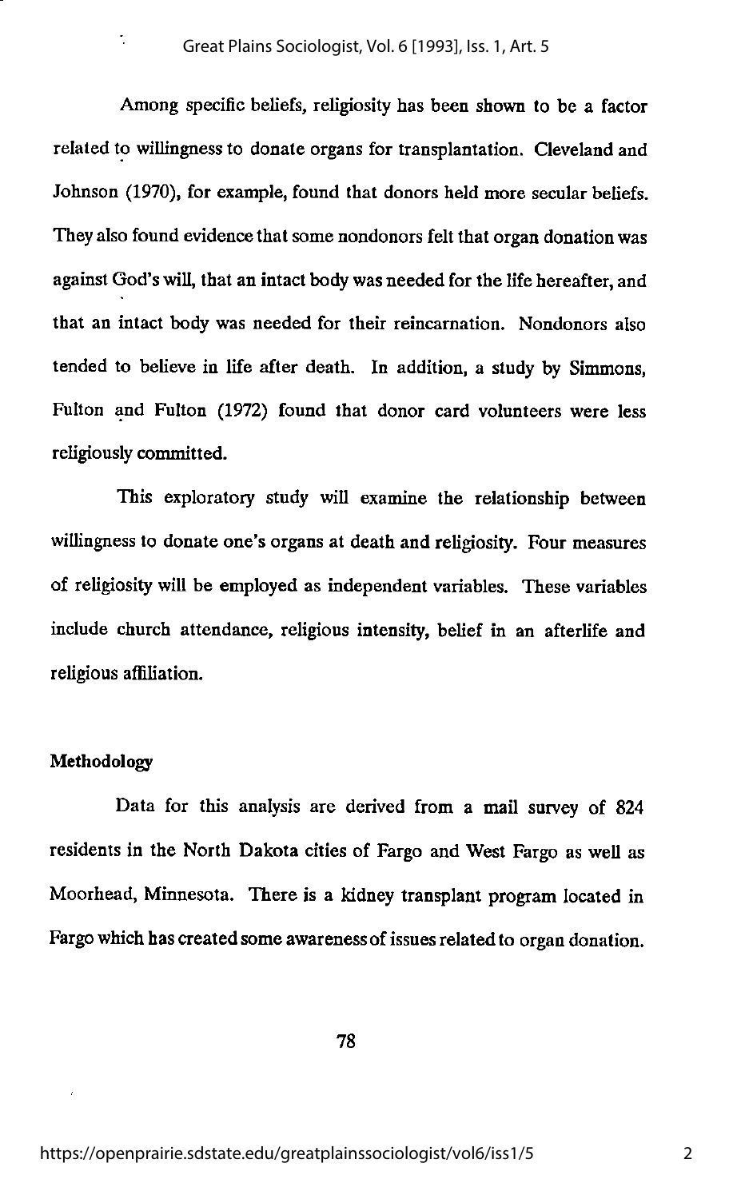Among specific beliefs, religiosity has been shown to be a factor related to willingness to donate organs for transplantation. Cleveland and Johnson (1970), for example, found that donors held more secular beliefs. They also found evidence that some nondonors felt that organ donation was against God's will, that an intact body was needed for the life hereafter, and that an intact body was needed for their reincarnation. Nondonors also tended to believe in life after death. In addition, a study by Simmons, Fulton and Fulton (1972) found that donor card volunteers were less religiously committed.

This exploratory study will examine the relationship between willingness to donate one's organs at death and religiosity. Four measures of religiosity will be employed as independent variables. These variables include church attendance, religious intensity, belief in an afterlife and religious affiliation.

## Methodology

Data for this analysis are derived from a mail survey of 824 residents in the North Dakota cities of Fargo and West Fargo as well as Moorhead, Minnesota. There is a kidney transplant program located in Fargo which has created some awareness of issues related to organ donation.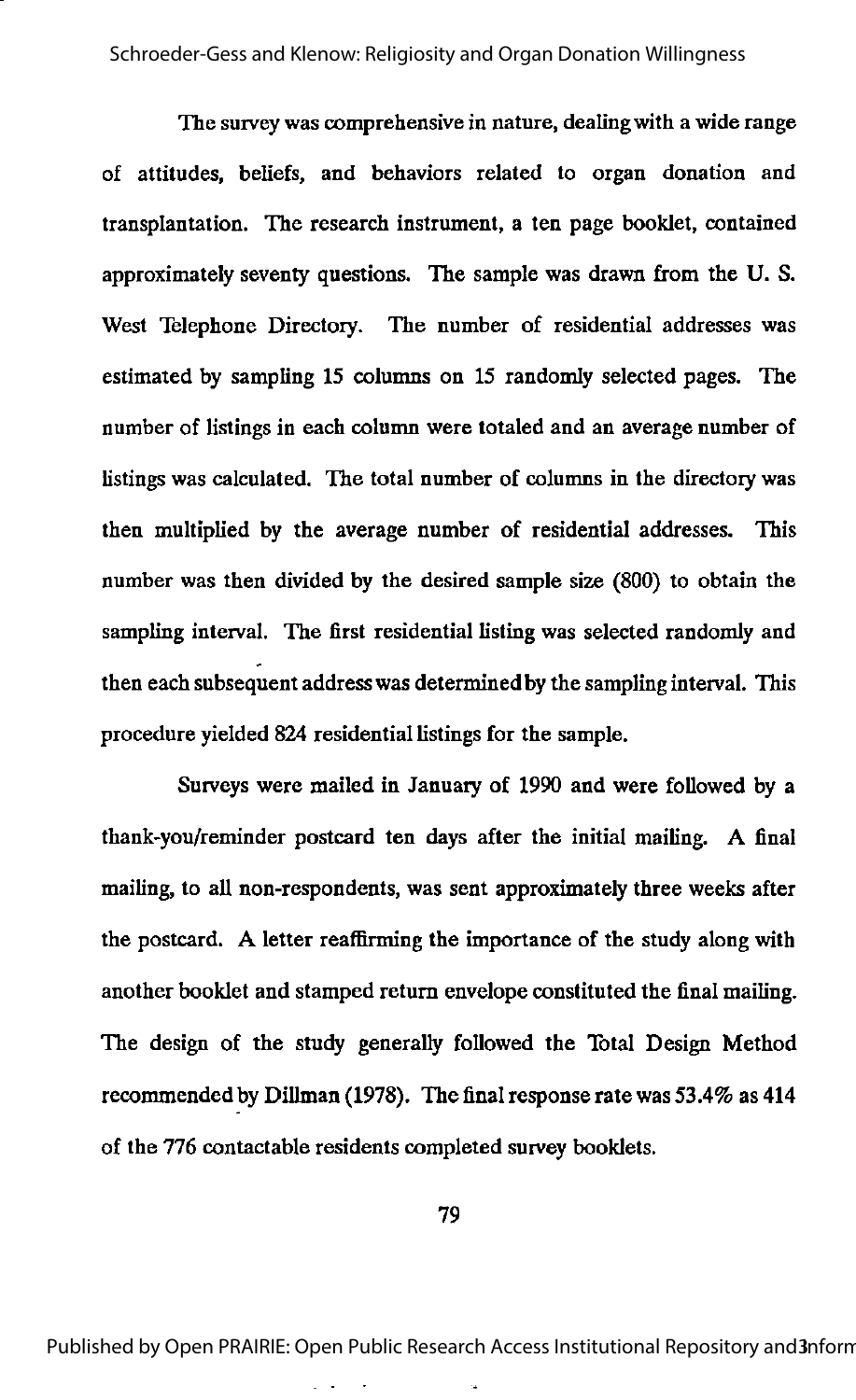The survey was comprehensive in nature, dealing with a wide range of attitudes, beliefs, and behaviors related to organ donation and transplantation. The research instrument, a ten page booklet, contained approximately seventy questions. The sample was drawn from the U. S. West Telephone Directory. The number of residential addresses was estimated by sampling 15 columns on 15 randomly selected pages. The number of listings in each column were totaled and an average number of listings was calculated. The total number of columns in the directory was then multiplied by the average number of residential addresses. This number was then divided by the desired sample size (800) to obtain the sampling interval. The first residential listing was selected randomly and then each subsequent address was determined by the sampling interval. This procedure yielded 824 residential listings for the sample.

Surveys were mailed in January of 1990 and were followed by a thank-you/reminder postcard ten days after the initial mailing. A final mailing, to all non-respondents, was sent approximately three weeks after the postcard. A letter reaffirming the importance of the study along with another booklet and stamped return envelope constituted the final mailing. The design of the study generally followed the Total Design Method recommended by Dillman (1978). The final response rate was 53.4% as 414 of the 776 contactable residents completed survey booklets.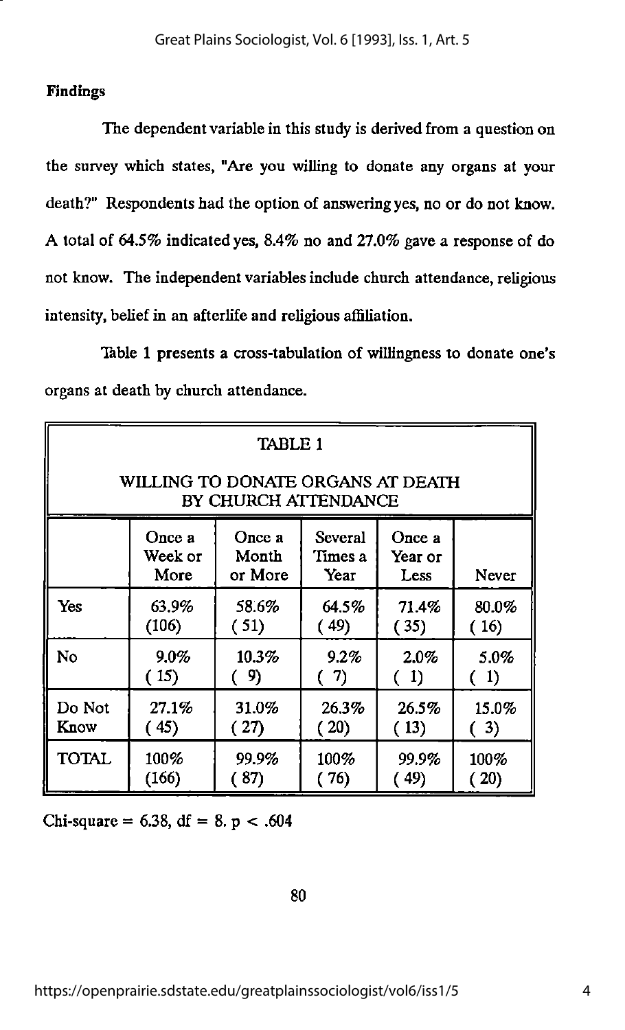**Findings**

The dependent variable in this study is derived from a question on the survey which states, "Are you willing to donate any organs at your death?" Respondents had the option of answering yes, no or do not know. A total of 64.5% indicated yes, 8.4% no and 27.0% gave a response of do not know. The independent variables include church attendance, religious intensity, belief in an afterlife and religious affiliation.

Table 1 presents a cross-tabulation of willingness to donate one's organs at death by church attendance.

TABLE 1

WILLING TO DONATE ORGANS AT DEATH BY CHURCH ATTENDANCE

| | Once a Week or More | Once a Month or More | Several Times a Year | Once a Year or Less | Never |
|---|---|---|---|---|---|
| Yes | 63.9% (106) | 58.6% (51) | 64.5% (49) | 71.4% (35) | 80.0% (16) |
| No | 9.0% (15) | 10.3% (9) | 9.2% (7) | 2.0% (1) | 5.0% (1) |
| Do Not Know | 27.1% (45) | 31.0% (27) | 26.3% (20) | 26.5% (13) | 15.0% (3) |
| TOTAL | 100% (166) | 99.9% (87) | 100% (76) | 99.9% (49) | 100% (20) |

Chi-square = 6.38, df = 8. $p < .604$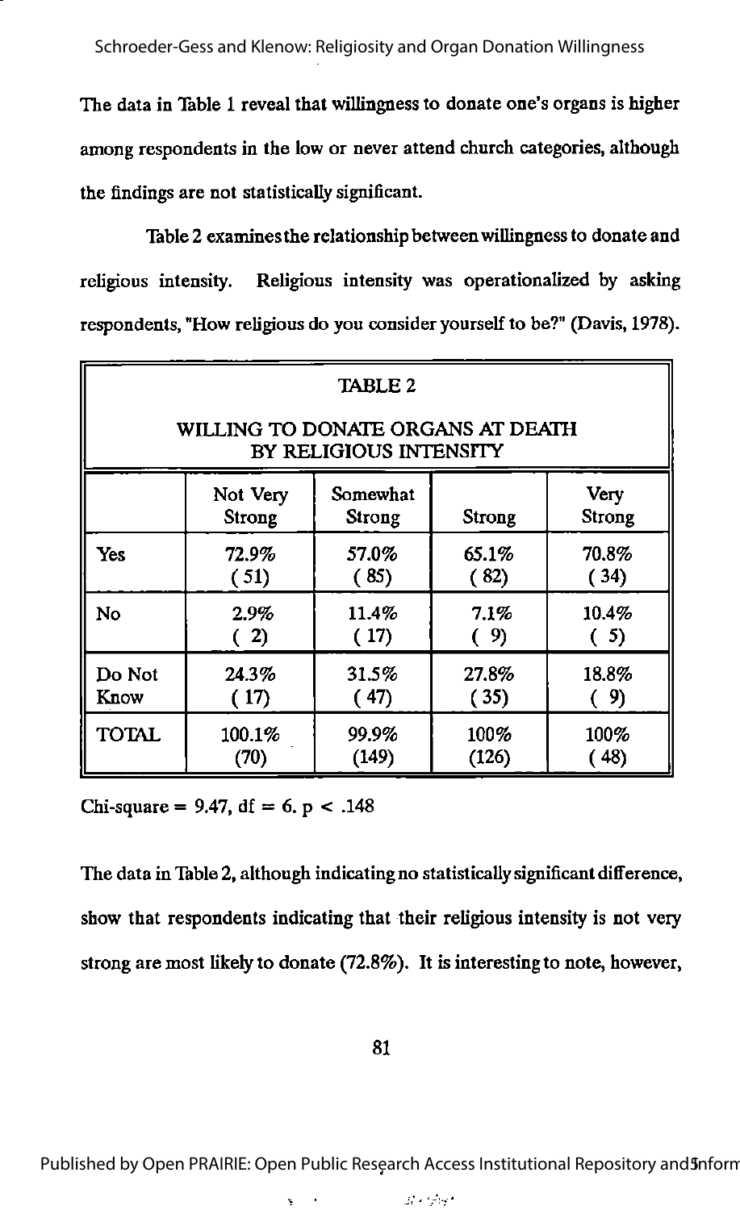The data in Table 1 reveal that willingness to donate one's organs is higher among respondents in the low or never attend church categories, although the findings are not statistically significant.

Table 2 examines the relationship between willingness to donate and religious intensity. Religious intensity was operationalized by asking respondents, "How religious do you consider yourself to be?" (Davis, 1978).

**TABLE 2**

**WILLING TO DONATE ORGANS AT DEATH BY RELIGIOUS INTENSITY**

| | Not Very Strong | Somewhat Strong | Strong | Very Strong |
|---|---|---|---|---|
| Yes | 72.9% (51) | 57.0% (85) | 65.1% (82) | 70.8% (34) |
| No | 2.9% (2) | 11.4% (17) | 7.1% (9) | 10.4% (5) |
| Do Not Know | 24.3% (17) | 31.5% (47) | 27.8% (35) | 18.8% (9) |
| TOTAL | 100.1% (70) | 99.9% (149) | 100% (126) | 100% (48) |

Chi-square = 9.47, df = 6. $p < .148$

The data in Table 2, although indicating no statistically significant difference, show that respondents indicating that their religious intensity is not very strong are most likely to donate (72.8%). It is interesting to note, however,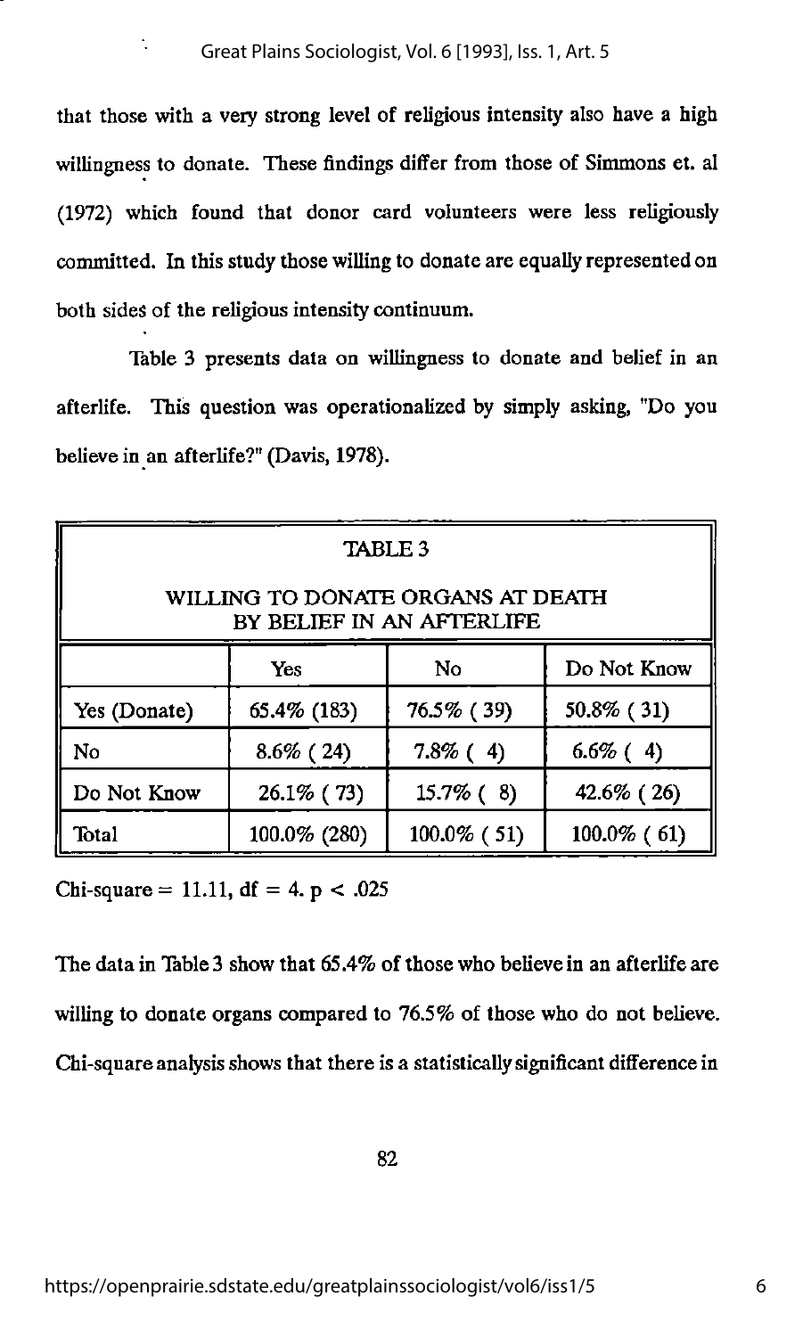that those with a very strong level of religious intensity also have a high willingness to donate. These findings differ from those of Simmons et. al (1972) which found that donor card volunteers were less religiously committed. In this study those willing to donate are equally represented on both sides of the religious intensity continuum.

Table 3 presents data on willingness to donate and belief in an afterlife. This question was operationalized by simply asking, "Do you believe in an afterlife?" (Davis, 1978).

TABLE 3

WILLING TO DONATE ORGANS AT DEATH BY BELIEF IN AN AFTERLIFE

| | Yes | No | Do Not Know |
|---|---|---|---|
| Yes (Donate) | 65.4% (183) | 76.5% ( 39) | 50.8% ( 31) |
| No | 8.6% ( 24) | 7.8% ( 4) | 6.6% ( 4) |
| Do Not Know | 26.1% ( 73) | 15.7% ( 8) | 42.6% ( 26) |
| Total | 100.0% (280) | 100.0% ( 51) | 100.0% ( 61) |

Chi-square = 11.11, df = 4. $p < .025$

The data in Table 3 show that 65.4% of those who believe in an afterlife are willing to donate organs compared to 76.5% of those who do not believe. Chi-square analysis shows that there is a statistically significant difference in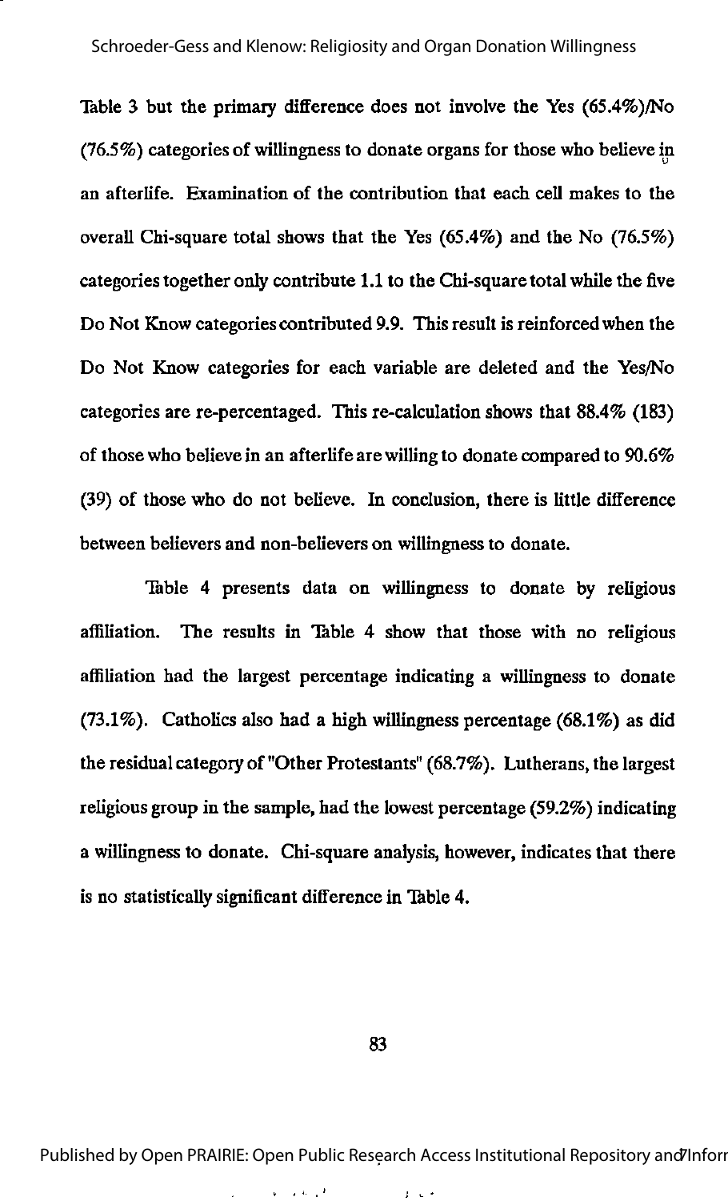Table 3 but the primary difference does not involve the Yes (65.4%)/No (76.5%) categories of willingness to donate organs for those who believe in an afterlife. Examination of the contribution that each cell makes to the overall Chi-square total shows that the Yes (65.4%) and the No (76.5%) categories together only contribute 1.1 to the Chi-square total while the five Do Not Know categories contributed 9.9. This result is reinforced when the Do Not Know categories for each variable are deleted and the Yes/No categories are re-percentaged. This re-calculation shows that 88.4% (183) of those who believe in an afterlife are willing to donate compared to 90.6% (39) of those who do not believe. In conclusion, there is little difference between believers and non-believers on willingness to donate.

Table 4 presents data on willingness to donate by religious affiliation. The results in Table 4 show that those with no religious affiliation had the largest percentage indicating a willingness to donate (73.1%). Catholics also had a high willingness percentage (68.1%) as did the residual category of "Other Protestants" (68.7%). Lutherans, the largest religious group in the sample, had the lowest percentage (59.2%) indicating a willingness to donate. Chi-square analysis, however, indicates that there is no statistically significant difference in Table 4.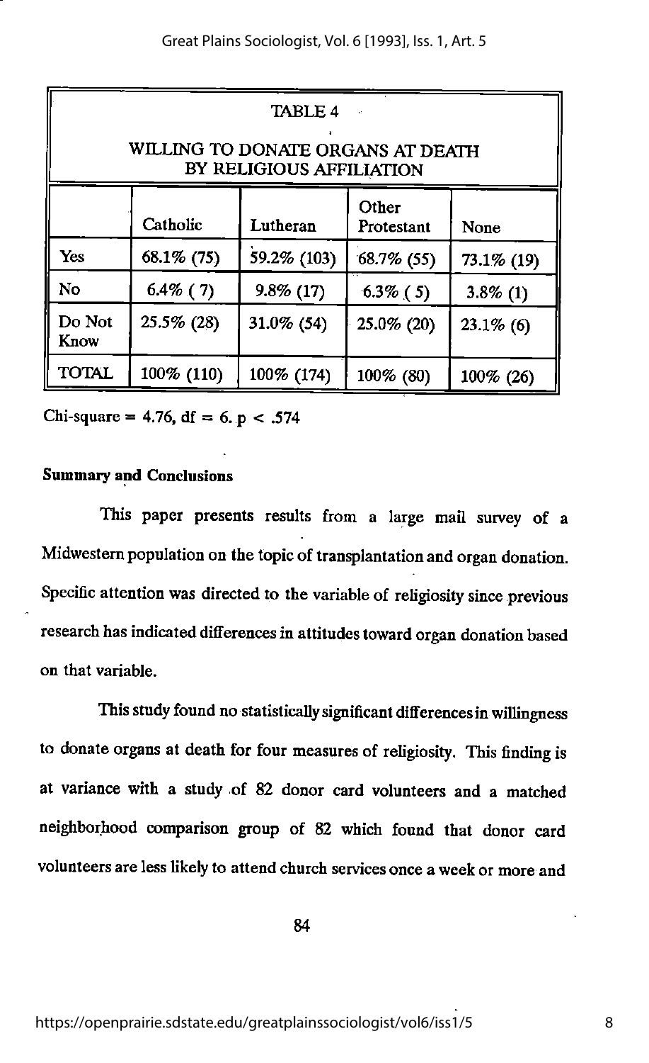TABLE 4

WILLING TO DONATE ORGANS AT DEATH BY RELIGIOUS AFFILIATION

| | Catholic | Lutheran | Other Protestant | None |
|---|---|---|---|---|
| Yes | 68.1% (75) | 59.2% (103) | 68.7% (55) | 73.1% (19) |
| No | 6.4% ( 7) | 9.8% (17) | 6.3% ( 5) | 3.8% (1) |
| Do Not Know | 25.5% (28) | 31.0% (54) | 25.0% (20) | 23.1% (6) |
| TOTAL | 100% (110) | 100% (174) | 100% (80) | 100% (26) |

Chi-square = 4.76, df = 6. $p < .574$

**Summary and Conclusions**

This paper presents results from a large mail survey of a Midwestern population on the topic of transplantation and organ donation. Specific attention was directed to the variable of religiosity since previous research has indicated differences in attitudes toward organ donation based on that variable.

This study found no statistically significant differences in willingness to donate organs at death for four measures of religiosity. This finding is at variance with a study of 82 donor card volunteers and a matched neighborhood comparison group of 82 which found that donor card volunteers are less likely to attend church services once a week or more and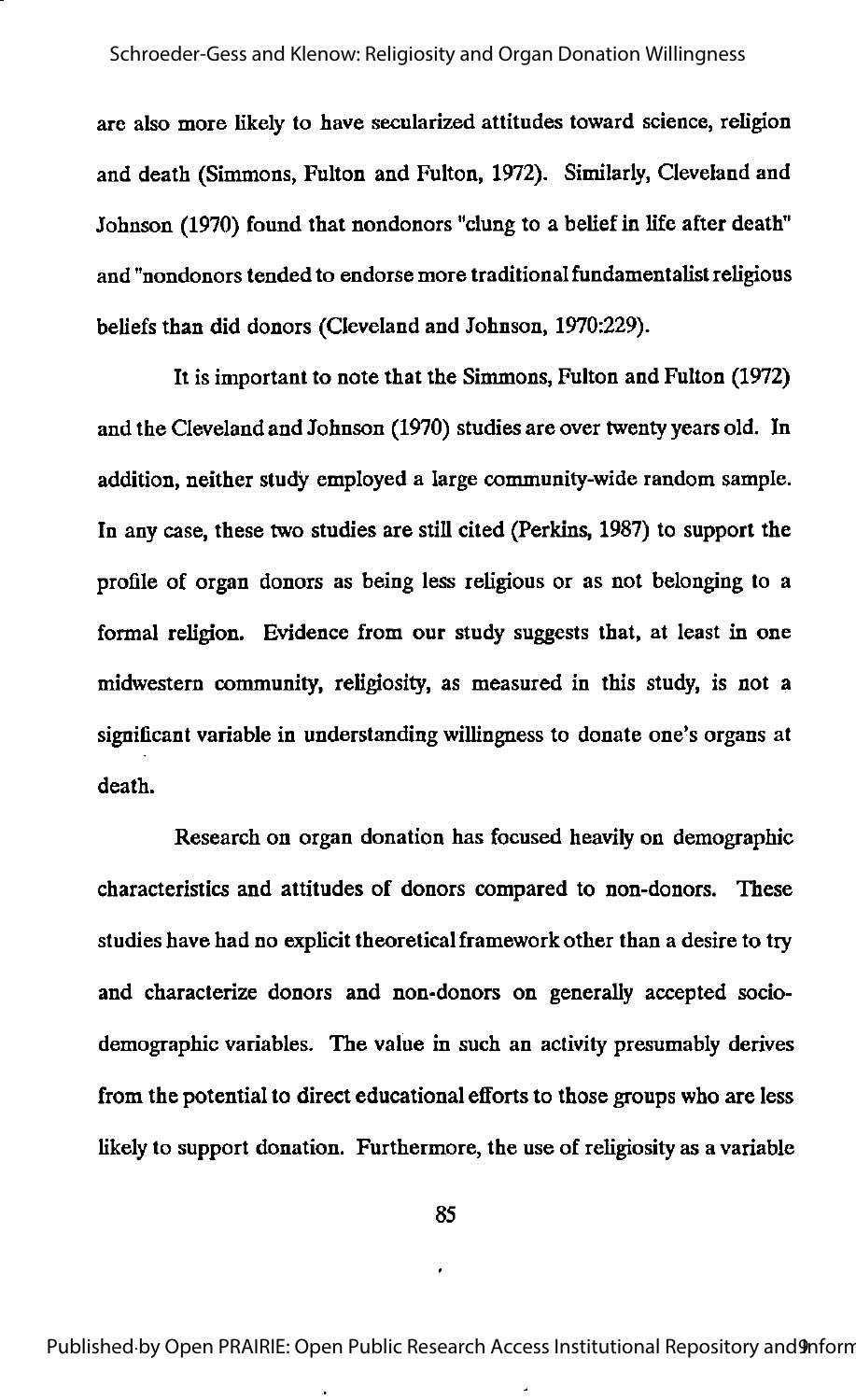are also more likely to have secularized attitudes toward science, religion and death (Simmons, Fulton and Fulton, 1972). Similarly, Cleveland and Johnson (1970) found that nondonors "clung to a belief in life after death" and "nondonors tended to endorse more traditional fundamentalist religious beliefs than did donors (Cleveland and Johnson, 1970:229).

It is important to note that the Simmons, Fulton and Fulton (1972) and the Cleveland and Johnson (1970) studies are over twenty years old. In addition, neither study employed a large community-wide random sample. In any case, these two studies are still cited (Perkins, 1987) to support the profile of organ donors as being less religious or as not belonging to a formal religion. Evidence from our study suggests that, at least in one midwestern community, religiosity, as measured in this study, is not a significant variable in understanding willingness to donate one's organs at death.

Research on organ donation has focused heavily on demographic characteristics and attitudes of donors compared to non-donors. These studies have had no explicit theoretical framework other than a desire to try and characterize donors and non-donors on generally accepted socio-demographic variables. The value in such an activity presumably derives from the potential to direct educational efforts to those groups who are less likely to support donation. Furthermore, the use of religiosity as a variable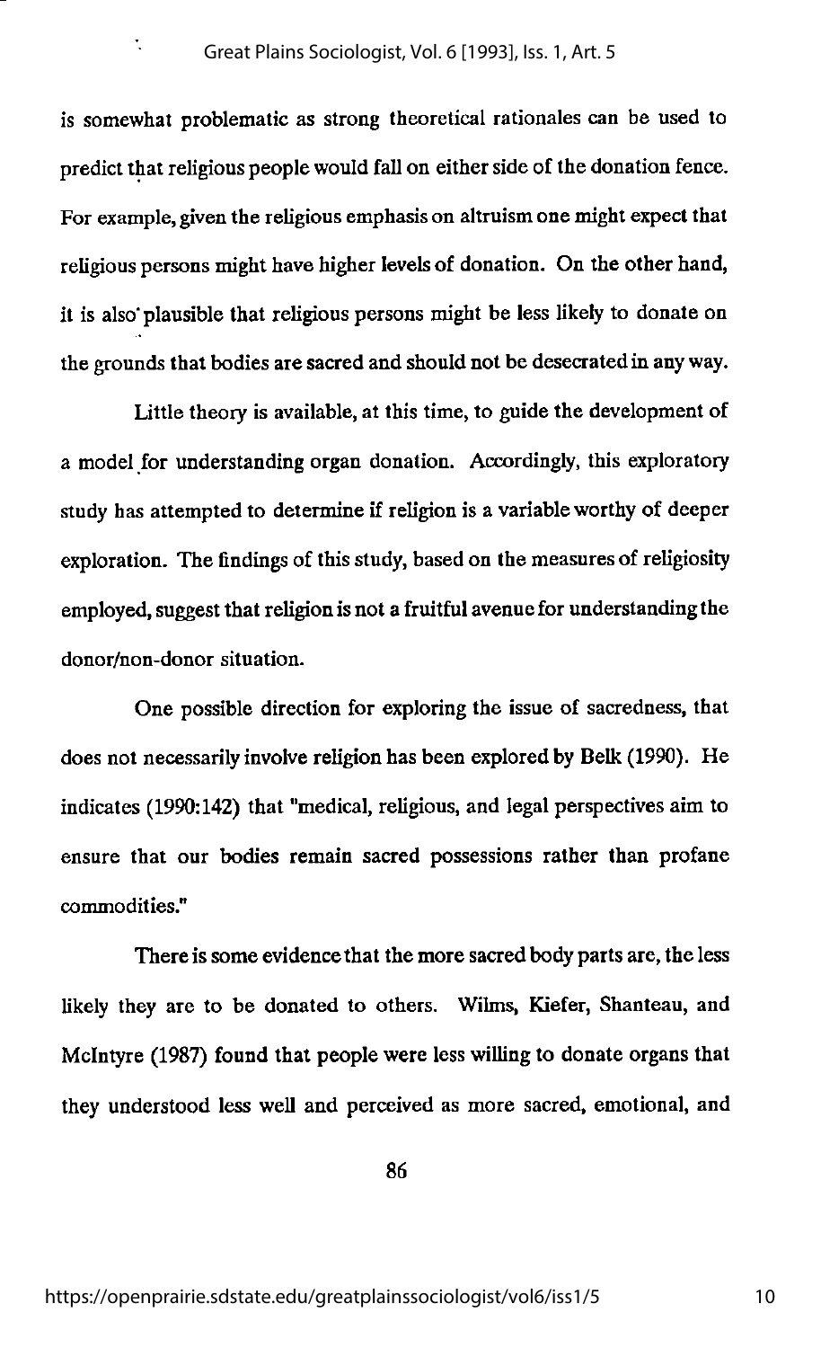is somewhat problematic as strong theoretical rationales can be used to predict that religious people would fall on either side of the donation fence. For example, given the religious emphasis on altruism one might expect that religious persons might have higher levels of donation. On the other hand, it is also plausible that religious persons might be less likely to donate on the grounds that bodies are sacred and should not be desecrated in any way.

Little theory is available, at this time, to guide the development of a model for understanding organ donation. Accordingly, this exploratory study has attempted to determine if religion is a variable worthy of deeper exploration. The findings of this study, based on the measures of religiosity employed, suggest that religion is not a fruitful avenue for understanding the donor/non-donor situation.

One possible direction for exploring the issue of sacredness, that does not necessarily involve religion has been explored by Belk (1990). He indicates (1990:142) that "medical, religious, and legal perspectives aim to ensure that our bodies remain sacred possessions rather than profane commodities."

There is some evidence that the more sacred body parts are, the less likely they are to be donated to others. Wilms, Kiefer, Shanteau, and McIntyre (1987) found that people were less willing to donate organs that they understood less well and perceived as more sacred, emotional, and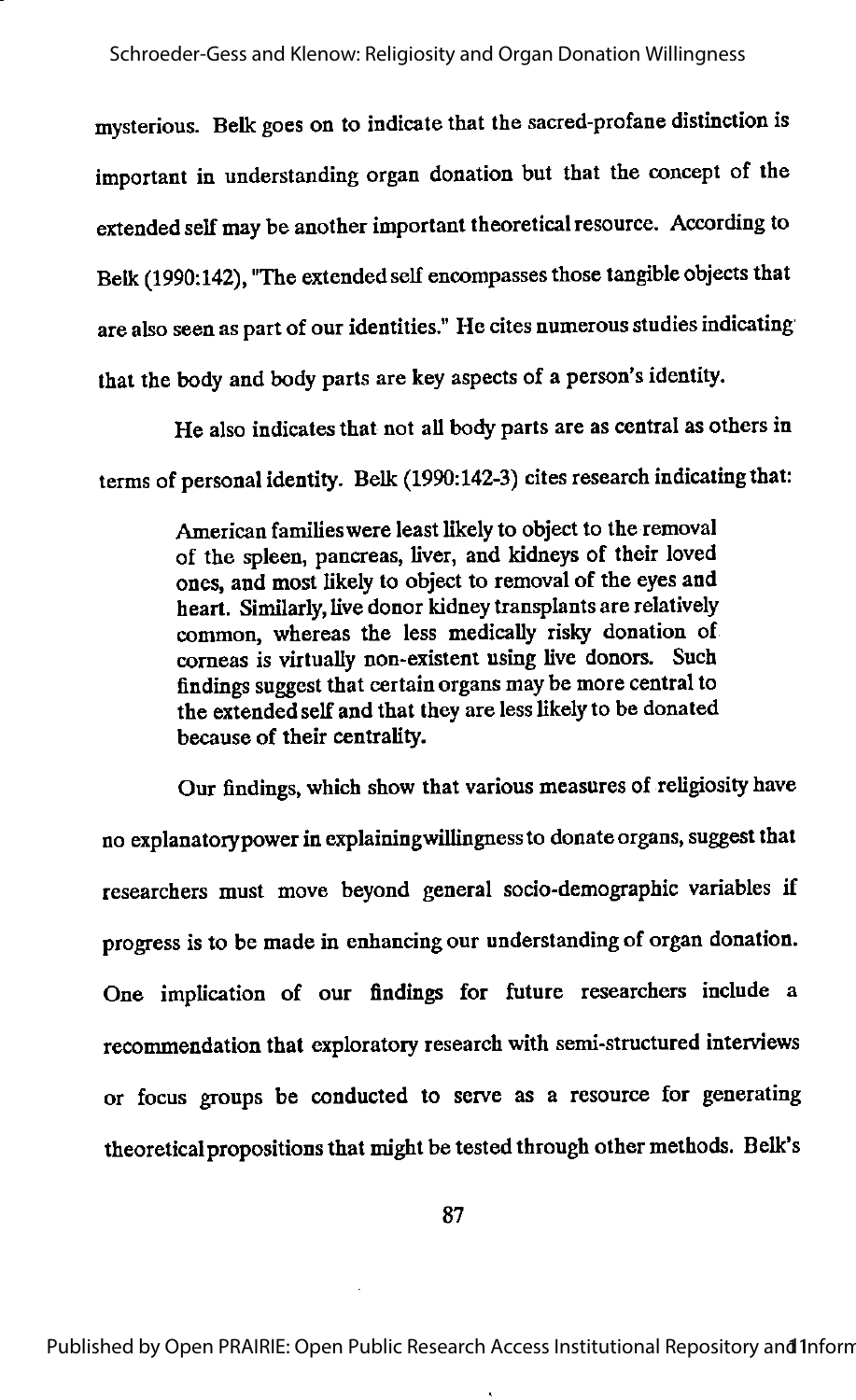mysterious. Belk goes on to indicate that the sacred-profane distinction is important in understanding organ donation but that the concept of the extended self may be another important theoretical resource. According to Belk (1990:142), "The extended self encompasses those tangible objects that are also seen as part of our identities." He cites numerous studies indicating that the body and body parts are key aspects of a person's identity.

He also indicates that not all body parts are as central as others in terms of personal identity. Belk (1990:142-3) cites research indicating that:

> American families were least likely to object to the removal of the spleen, pancreas, liver, and kidneys of their loved ones, and most likely to object to removal of the eyes and heart. Similarly, live donor kidney transplants are relatively common, whereas the less medically risky donation of corneas is virtually non-existent using live donors. Such findings suggest that certain organs may be more central to the extended self and that they are less likely to be donated because of their centrality.

Our findings, which show that various measures of religiosity have no explanatory power in explaining willingness to donate organs, suggest that researchers must move beyond general socio-demographic variables if progress is to be made in enhancing our understanding of organ donation. One implication of our findings for future researchers include a recommendation that exploratory research with semi-structured interviews or focus groups be conducted to serve as a resource for generating theoretical propositions that might be tested through other methods. Belk's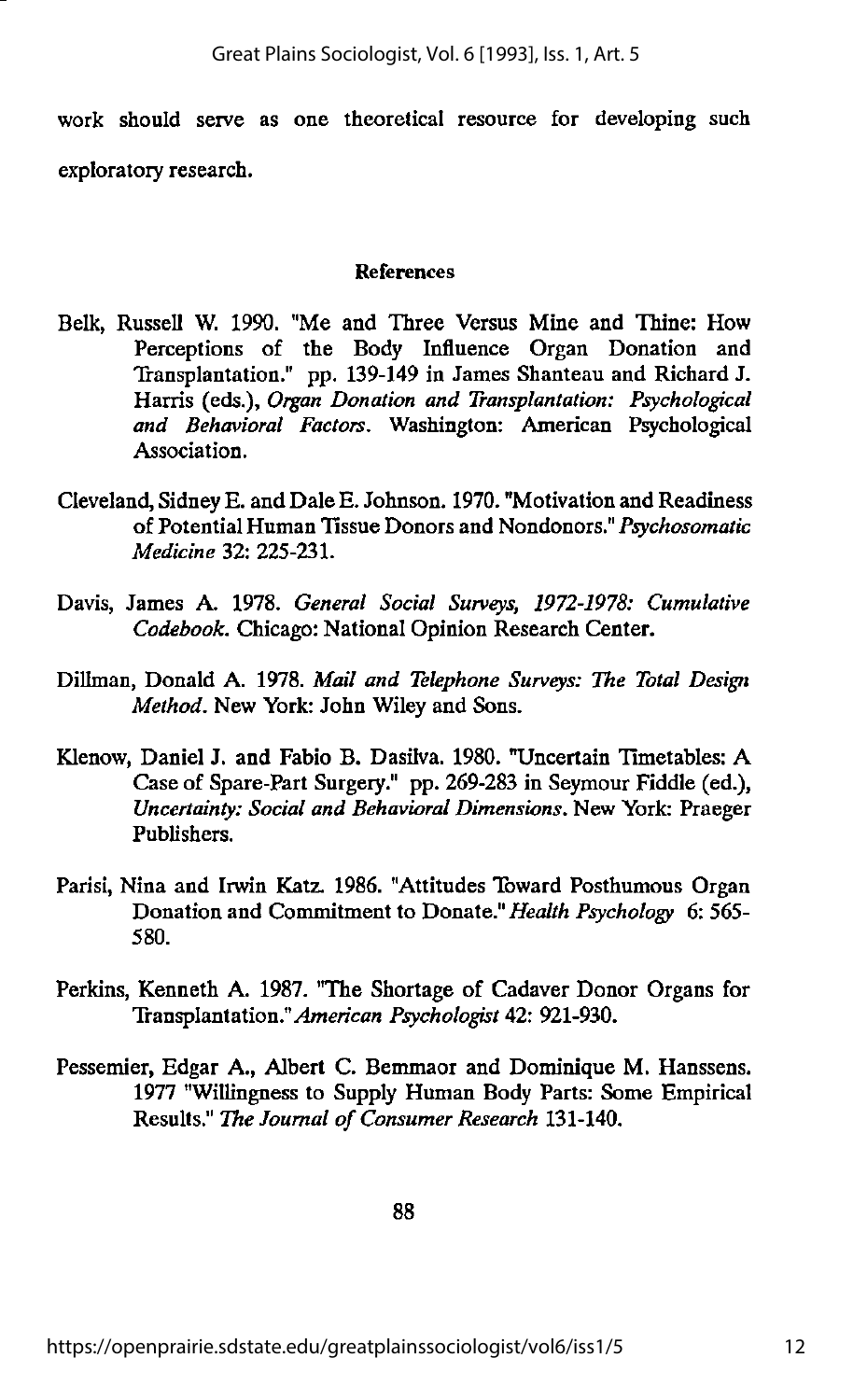work should serve as one theoretical resource for developing such exploratory research.

## References

Belk, Russell W. 1990. "Me and Three Versus Mine and Thine: How Perceptions of the Body Influence Organ Donation and Transplantation." pp. 139-149 in James Shanteau and Richard J. Harris (eds.), *Organ Donation and Transplantation: Psychological and Behavioral Factors*. Washington: American Psychological Association.

Cleveland, Sidney E. and Dale E. Johnson. 1970. "Motivation and Readiness of Potential Human Tissue Donors and Nondonors." *Psychosomatic Medicine* 32: 225-231.

Davis, James A. 1978. *General Social Surveys, 1972-1978: Cumulative Codebook*. Chicago: National Opinion Research Center.

Dillman, Donald A. 1978. *Mail and Telephone Surveys: The Total Design Method*. New York: John Wiley and Sons.

Klenow, Daniel J. and Fabio B. Dasilva. 1980. "Uncertain Timetables: A Case of Spare-Part Surgery." pp. 269-283 in Seymour Fiddle (ed.), *Uncertainty: Social and Behavioral Dimensions*. New York: Praeger Publishers.

Parisi, Nina and Irwin Katz. 1986. "Attitudes Toward Posthumous Organ Donation and Commitment to Donate." *Health Psychology* 6: 565-580.

Perkins, Kenneth A. 1987. "The Shortage of Cadaver Donor Organs for Transplantation." *American Psychologist* 42: 921-930.

Pessemier, Edgar A., Albert C. Bemmaor and Dominique M. Hanssens. 1977 "Willingness to Supply Human Body Parts: Some Empirical Results." *The Journal of Consumer Research* 131-140.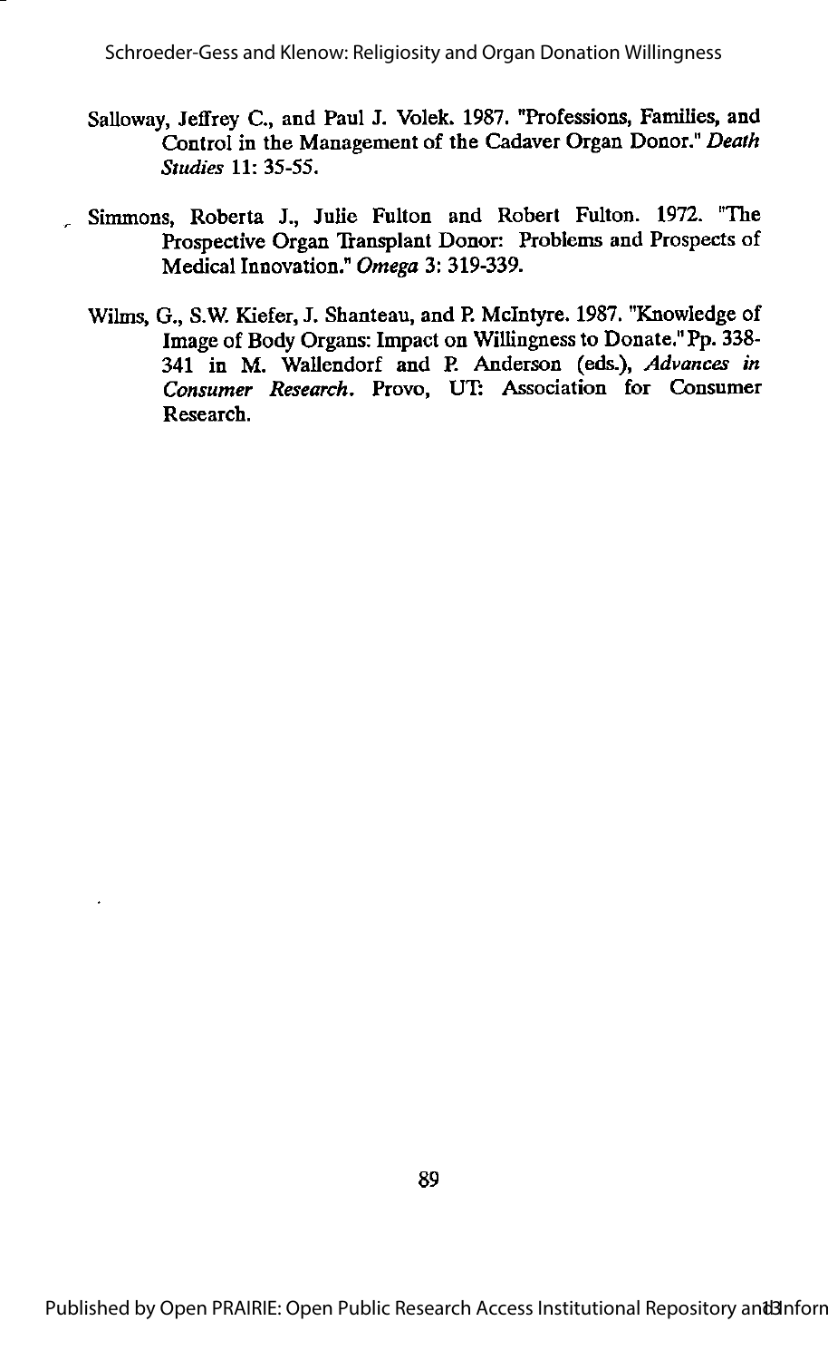Salloway, Jeffrey C., and Paul J. Volek. 1987. "Professions, Families, and Control in the Management of the Cadaver Organ Donor." *Death Studies* 11: 35-55.

Simmons, Roberta J., Julie Fulton and Robert Fulton. 1972. "The Prospective Organ Transplant Donor: Problems and Prospects of Medical Innovation." *Omega* 3: 319-339.

Wilms, G., S.W. Kiefer, J. Shanteau, and P. McIntyre. 1987. "Knowledge of Image of Body Organs: Impact on Willingness to Donate." Pp. 338-341 in M. Wallendorf and P. Anderson (eds.), *Advances in Consumer Research*. Provo, UT: Association for Consumer Research.